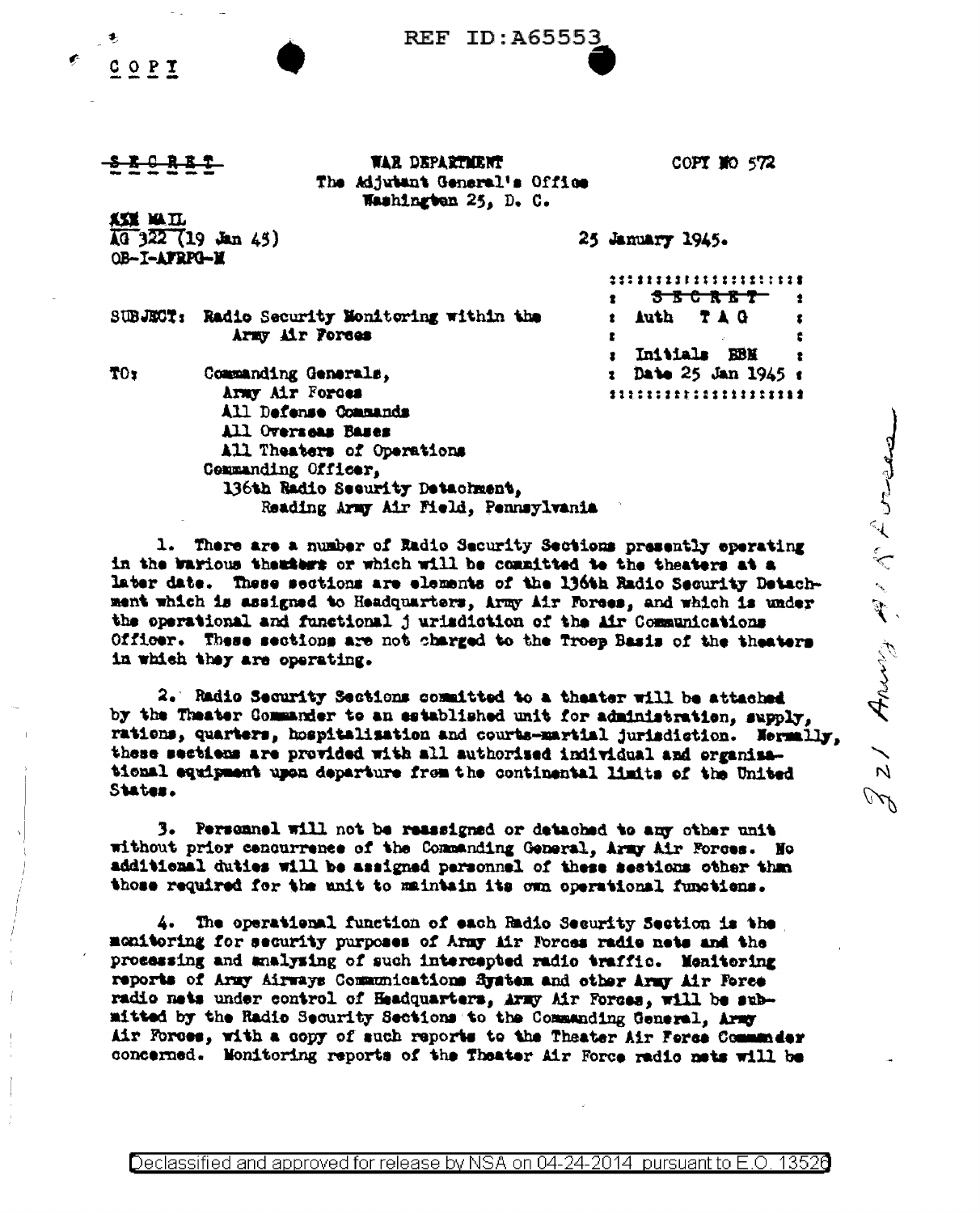REF ID:A65553

COPY

~~SECRET~~

WAR DEPARTMENT
The Adjutant General's Office
Washington 25, D. C.

COPY NO 572

AAA MAIL
AG 322 (19 Jan 45)
OB-I-AFRPG-M

25 January 1945.

~~SECRET~~
Auth TAG
Initials EBM
Date 25 Jan 1945

SUBJECT: Radio Security Monitoring within the Army Air Forces

TO: Commanding Generals,
Army Air Forces
All Defense Commands
All Overseas Bases
All Theaters of Operations
Commanding Officer,
136th Radio Security Detachment,
Reading Army Air Field, Pennsylvania

1. There are a number of Radio Security Sections presently operating in the various theaters or which will be committed to the theaters at a later date. These sections are elements of the 136th Radio Security Detachment which is assigned to Headquarters, Army Air Forces, and which is under the operational and functional jurisdiction of the Air Communications Officer. These sections are not charged to the Troop Basis of the theaters in which they are operating.

2. Radio Security Sections committed to a theater will be attached by the Theater Commander to an established unit for administration, supply, rations, quarters, hospitalization and courts-martial jurisdiction. Normally, these sections are provided with all authorized individual and organizational equipment upon departure from the continental limits of the United States.

3. Personnel will not be reassigned or detached to any other unit without prior concurrence of the Commanding General, Army Air Forces. No additional duties will be assigned personnel of these sections other than those required for the unit to maintain its own operational functions.

4. The operational function of each Radio Security Section is the monitoring for security purposes of Army Air Forces radio nets and the processing and analyzing of such intercepted radio traffic. Monitoring reports of Army Airways Communications System and other Army Air Force radio nets under control of Headquarters, Army Air Forces, will be submitted by the Radio Security Sections to the Commanding General, Army Air Forces, with a copy of such reports to the Theater Air Force Commander concerned. Monitoring reports of the Theater Air Force radio nets will be

321 Army Air Forces

Declassified and approved for release by NSA on 04-24-2014 pursuant to E.O. 13526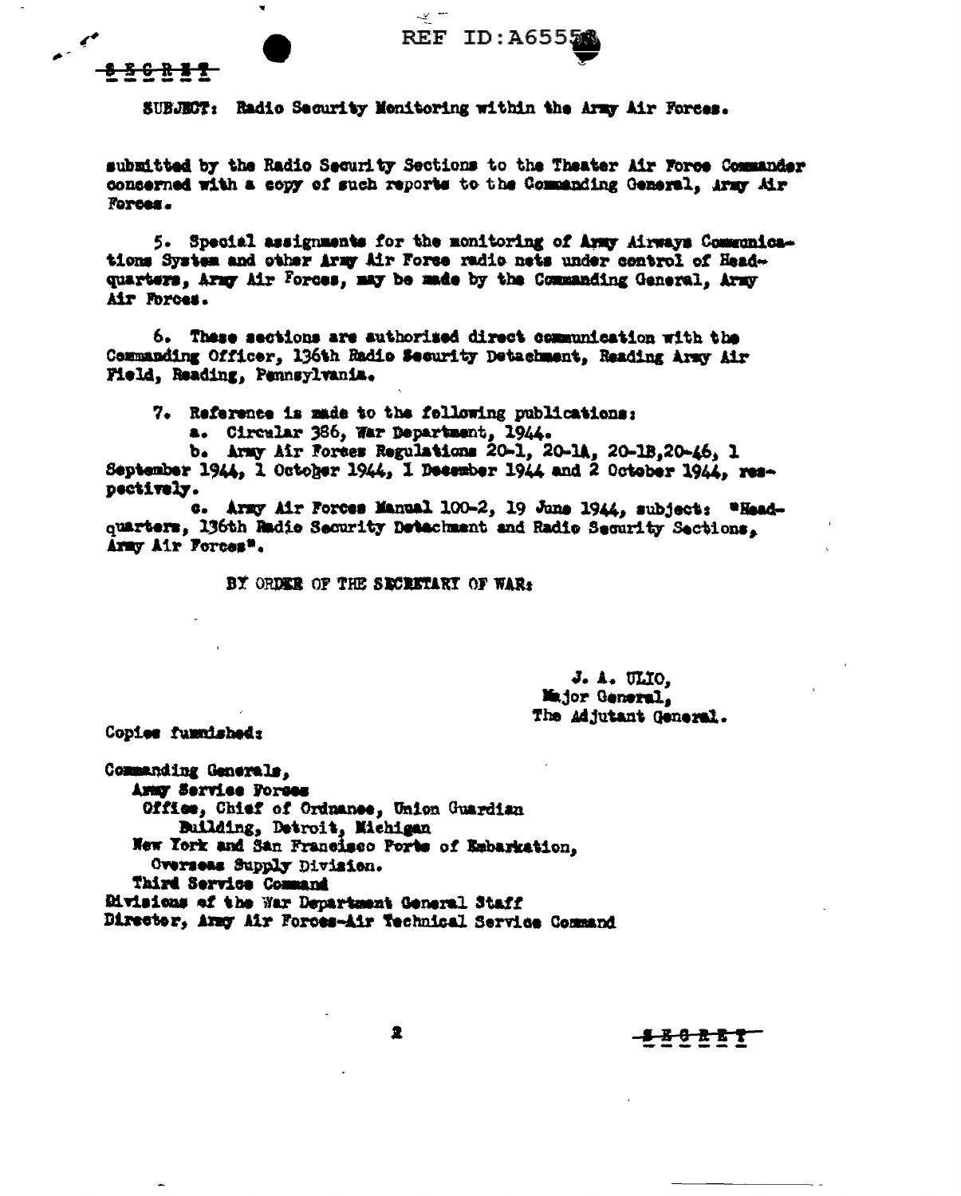SECRET

SUBJECT: Radio Security Monitoring within the Army Air Forces.

submitted by the Radio Security Sections to the Theater Air Force Commander concerned with a copy of such reports to the Commanding General, Army Air Forces.

5. Special assignments for the monitoring of Army Airways Communications System and other Army Air Force radio nets under control of Headquarters, Army Air Forces, may be made by the Commanding General, Army Air Forces.

6. These sections are authorized direct communication with the Commanding Officer, 136th Radio Security Detachment, Reading Army Air Field, Reading, Pennsylvania.

7. Reference is made to the following publications:

a. Circular 386, War Department, 1944.

b. Army Air Forces Regulations 20-1, 20-1A, 20-1B, 20-46, 1 September 1944, 1 October 1944, 1 December 1944 and 2 October 1944, respectively.

c. Army Air Forces Manual 100-2, 19 June 1944, subject: "Headquarters, 136th Radio Security Detachment and Radio Security Sections, Army Air Forces".

BY ORDER OF THE SECRETARY OF WAR:

J. A. ULIO,
Major General,
The Adjutant General.

Copies furnished:

Commanding Generals,
Army Service Forces
Office, Chief of Ordnance, Union Guardian Building, Detroit, Michigan
New York and San Francisco Ports of Embarkation, Overseas Supply Division.
Third Service Command
Divisions of the War Department General Staff
Director, Army Air Forces-Air Technical Service Command

SECRET